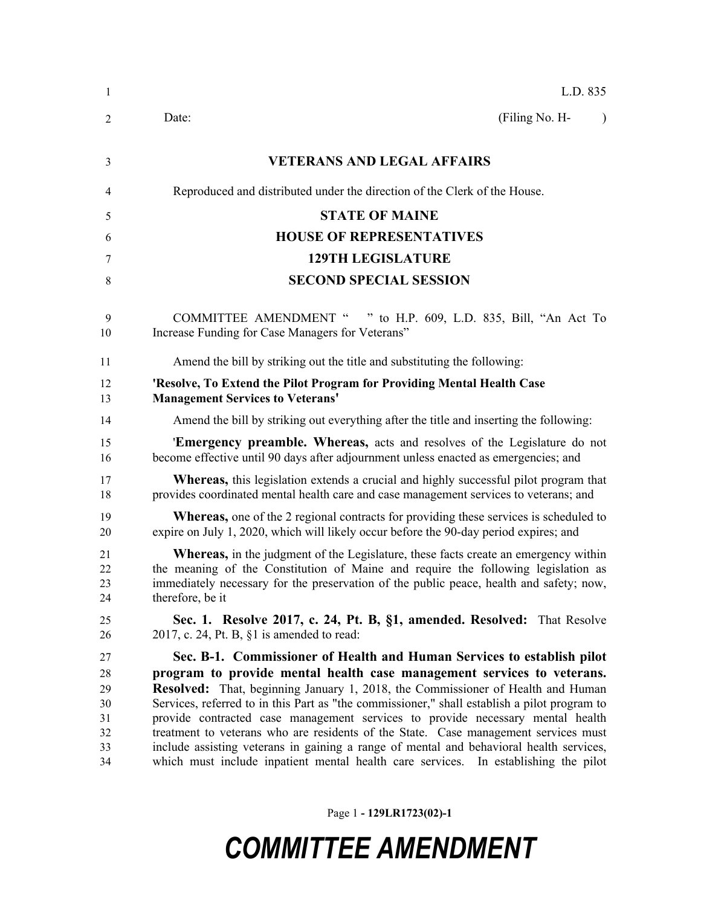L.D. 835

Date: (Filing No. H- )

**VETERANS AND LEGAL AFFAIRS**

Reproduced and distributed under the direction of the Clerk of the House.

**STATE OF MAINE**

**HOUSE OF REPRESENTATIVES**

**129TH LEGISLATURE**

**SECOND SPECIAL SESSION**

COMMITTEE AMENDMENT " " to H.P. 609, L.D. 835, Bill, "An Act To Increase Funding for Case Managers for Veterans"

Amend the bill by striking out the title and substituting the following:

**'Resolve, To Extend the Pilot Program for Providing Mental Health Case Management Services to Veterans'**

Amend the bill by striking out everything after the title and inserting the following:

'**Emergency preamble. Whereas,** acts and resolves of the Legislature do not become effective until 90 days after adjournment unless enacted as emergencies; and

**Whereas,** this legislation extends a crucial and highly successful pilot program that provides coordinated mental health care and case management services to veterans; and

**Whereas,** one of the 2 regional contracts for providing these services is scheduled to expire on July 1, 2020, which will likely occur before the 90-day period expires; and

**Whereas,** in the judgment of the Legislature, these facts create an emergency within the meaning of the Constitution of Maine and require the following legislation as immediately necessary for the preservation of the public peace, health and safety; now, therefore, be it

**Sec. 1. Resolve 2017, c. 24, Pt. B, §1, amended. Resolved:** That Resolve 2017, c. 24, Pt. B, §1 is amended to read:

**Sec. B-1. Commissioner of Health and Human Services to establish pilot program to provide mental health case management services to veterans. Resolved:** That, beginning January 1, 2018, the Commissioner of Health and Human Services, referred to in this Part as "the commissioner," shall establish a pilot program to provide contracted case management services to provide necessary mental health treatment to veterans who are residents of the State. Case management services must include assisting veterans in gaining a range of mental and behavioral health services, which must include inpatient mental health care services. In establishing the pilot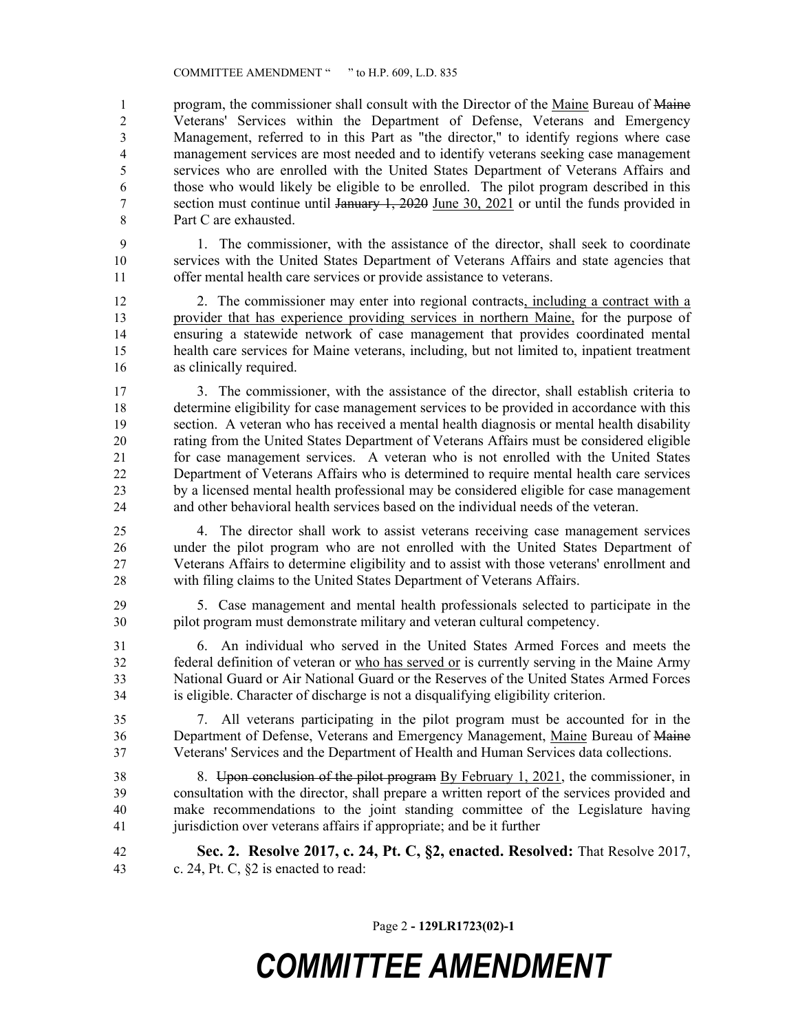program, the commissioner shall consult with the Director of the <u>Maine</u> Bureau of ~~Maine~~ Veterans' Services within the Department of Defense, Veterans and Emergency Management, referred to in this Part as "the director," to identify regions where case management services are most needed and to identify veterans seeking case management services who are enrolled with the United States Department of Veterans Affairs and those who would likely be eligible to be enrolled. The pilot program described in this section must continue until ~~January 1, 2020~~ <u>June 30, 2021</u> or until the funds provided in Part C are exhausted.

1. The commissioner, with the assistance of the director, shall seek to coordinate services with the United States Department of Veterans Affairs and state agencies that offer mental health care services or provide assistance to veterans.

2. The commissioner may enter into regional contracts<u>, including a contract with a provider that has experience providing services in northern Maine,</u> for the purpose of ensuring a statewide network of case management that provides coordinated mental health care services for Maine veterans, including, but not limited to, inpatient treatment as clinically required.

3. The commissioner, with the assistance of the director, shall establish criteria to determine eligibility for case management services to be provided in accordance with this section. A veteran who has received a mental health diagnosis or mental health disability rating from the United States Department of Veterans Affairs must be considered eligible for case management services. A veteran who is not enrolled with the United States Department of Veterans Affairs who is determined to require mental health care services by a licensed mental health professional may be considered eligible for case management and other behavioral health services based on the individual needs of the veteran.

4. The director shall work to assist veterans receiving case management services under the pilot program who are not enrolled with the United States Department of Veterans Affairs to determine eligibility and to assist with those veterans' enrollment and with filing claims to the United States Department of Veterans Affairs.

5. Case management and mental health professionals selected to participate in the pilot program must demonstrate military and veteran cultural competency.

6. An individual who served in the United States Armed Forces and meets the federal definition of veteran or <u>who has served or</u> is currently serving in the Maine Army National Guard or Air National Guard or the Reserves of the United States Armed Forces is eligible. Character of discharge is not a disqualifying eligibility criterion.

7. All veterans participating in the pilot program must be accounted for in the Department of Defense, Veterans and Emergency Management, <u>Maine</u> Bureau of ~~Maine~~ Veterans' Services and the Department of Health and Human Services data collections.

8. ~~Upon conclusion of the pilot program~~ <u>By February 1, 2021</u>, the commissioner, in consultation with the director, shall prepare a written report of the services provided and make recommendations to the joint standing committee of the Legislature having jurisdiction over veterans affairs if appropriate; and be it further

**Sec. 2. Resolve 2017, c. 24, Pt. C, §2, enacted. Resolved:** That Resolve 2017, c. 24, Pt. C, §2 is enacted to read: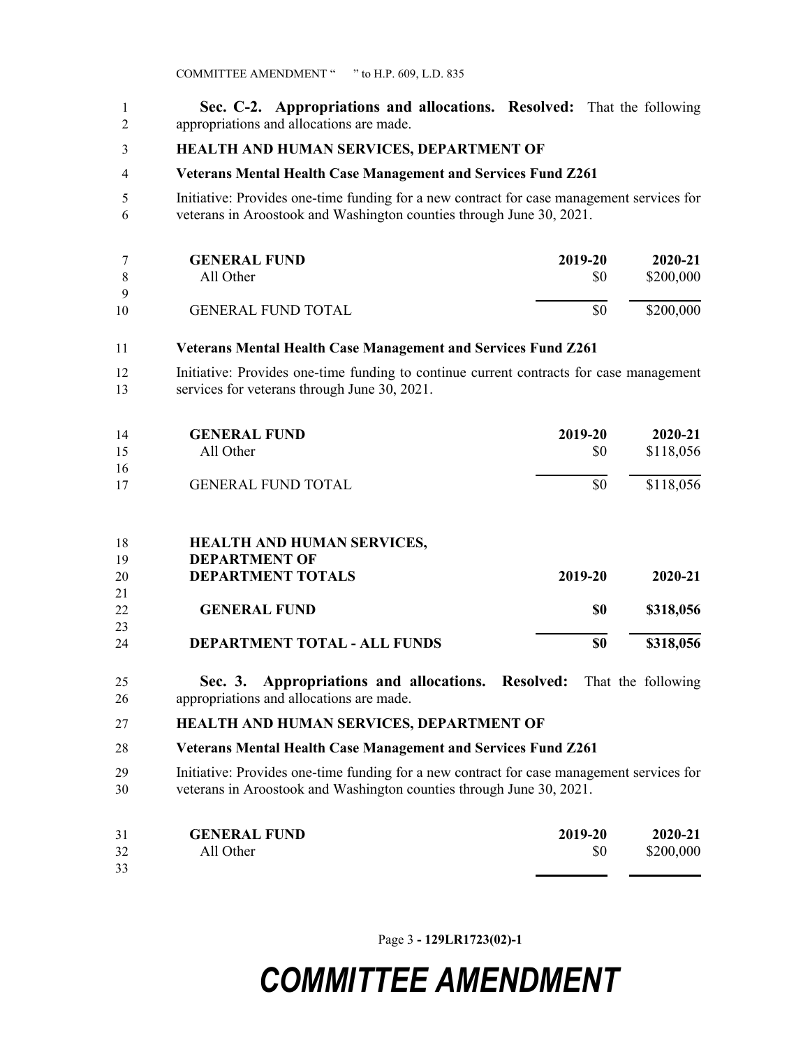**Sec. C-2. Appropriations and allocations. Resolved:** That the following appropriations and allocations are made.

**HEALTH AND HUMAN SERVICES, DEPARTMENT OF**

**Veterans Mental Health Case Management and Services Fund Z261**

Initiative: Provides one-time funding for a new contract for case management services for veterans in Aroostook and Washington counties through June 30, 2021.

| **GENERAL FUND** | **2019-20** | **2020-21** |
| --- | --- | --- |
| All Other | $0 | $200,000 |
| GENERAL FUND TOTAL | $0 | $200,000 |

**Veterans Mental Health Case Management and Services Fund Z261**

Initiative: Provides one-time funding to continue current contracts for case management services for veterans through June 30, 2021.

| **GENERAL FUND** | **2019-20** | **2020-21** |
| --- | --- | --- |
| All Other | $0 | $118,056 |
| GENERAL FUND TOTAL | $0 | $118,056 |

| **HEALTH AND HUMAN SERVICES, DEPARTMENT OF DEPARTMENT TOTALS** | **2019-20** | **2020-21** |
| --- | --- | --- |
| **GENERAL FUND** | **$0** | **$318,056** |
| **DEPARTMENT TOTAL - ALL FUNDS** | **$0** | **$318,056** |

**Sec. 3. Appropriations and allocations. Resolved:** That the following appropriations and allocations are made.

**HEALTH AND HUMAN SERVICES, DEPARTMENT OF**

**Veterans Mental Health Case Management and Services Fund Z261**

Initiative: Provides one-time funding for a new contract for case management services for veterans in Aroostook and Washington counties through June 30, 2021.

| **GENERAL FUND** | **2019-20** | **2020-21** |
| --- | --- | --- |
| All Other | $0 | $200,000 |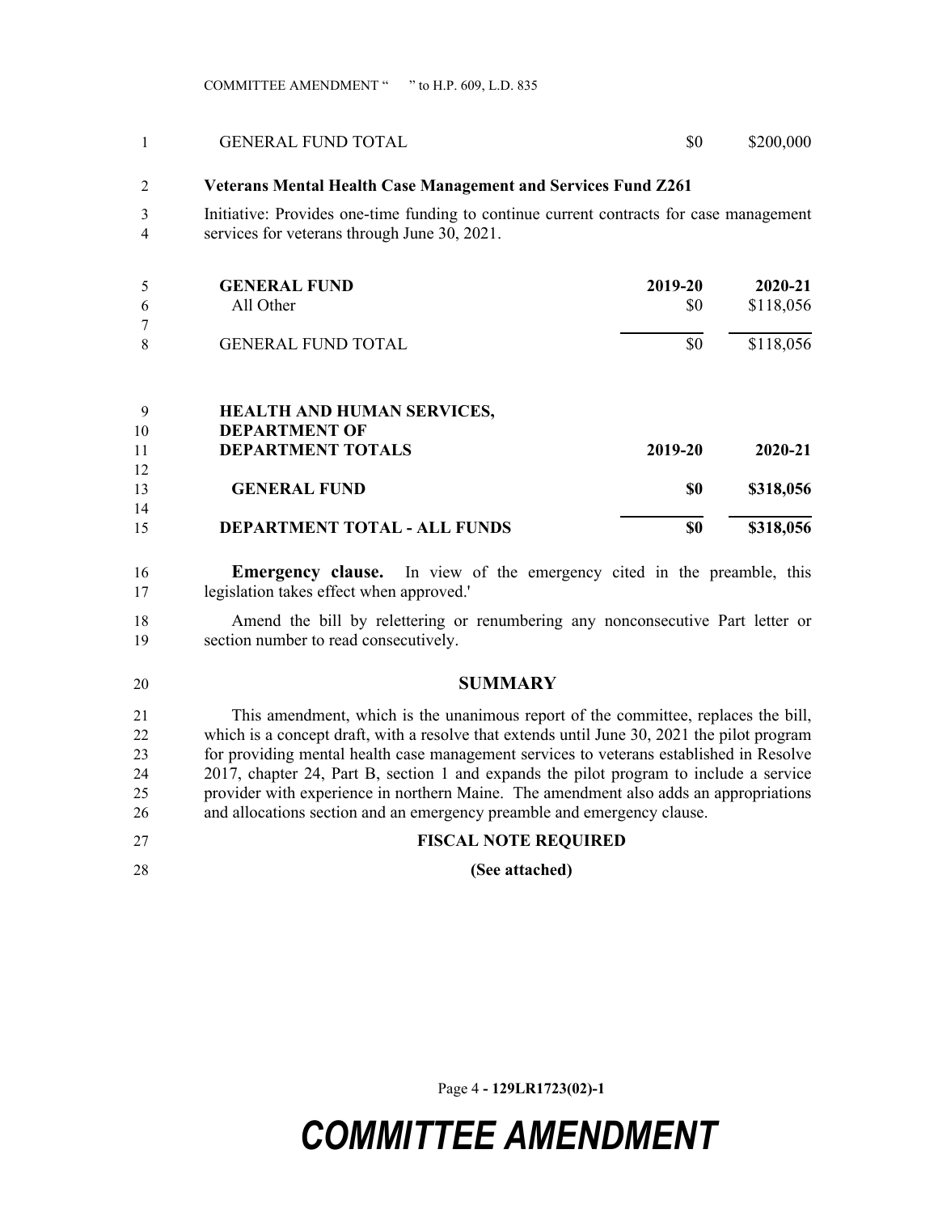| | | |
|---|---|---|
| GENERAL FUND TOTAL | $0 | $200,000 |

**Veterans Mental Health Case Management and Services Fund Z261**

Initiative: Provides one-time funding to continue current contracts for case management services for veterans through June 30, 2021.

| GENERAL FUND | 2019-20 | 2020-21 |
|---|---|---|
| All Other | $0 | $118,056 |
| GENERAL FUND TOTAL | $0 | $118,056 |

| HEALTH AND HUMAN SERVICES, DEPARTMENT OF DEPARTMENT TOTALS | 2019-20 | 2020-21 |
|---|---|---|
| **GENERAL FUND** | **$0** | **$318,056** |
| **DEPARTMENT TOTAL - ALL FUNDS** | **$0** | **$318,056** |

**Emergency clause.** In view of the emergency cited in the preamble, this legislation takes effect when approved.'

Amend the bill by relettering or renumbering any nonconsecutive Part letter or section number to read consecutively.

## SUMMARY

This amendment, which is the unanimous report of the committee, replaces the bill, which is a concept draft, with a resolve that extends until June 30, 2021 the pilot program for providing mental health case management services to veterans established in Resolve 2017, chapter 24, Part B, section 1 and expands the pilot program to include a service provider with experience in northern Maine. The amendment also adds an appropriations and allocations section and an emergency preamble and emergency clause.

**FISCAL NOTE REQUIRED**

**(See attached)**